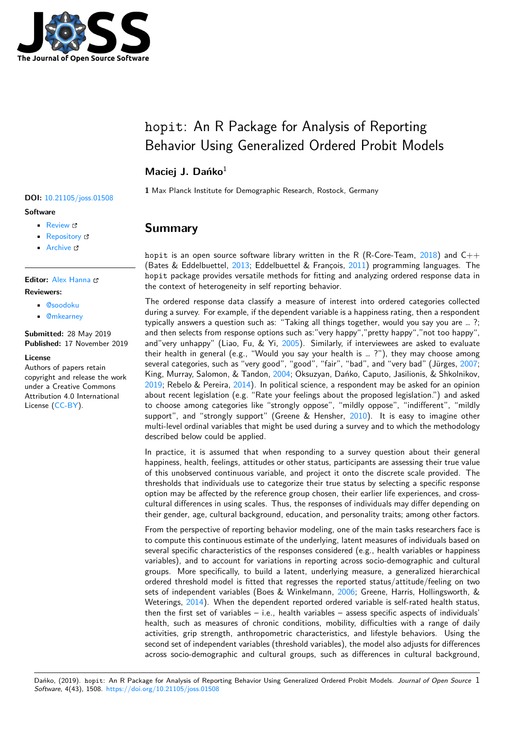# hopit: An R Package for Analysis of Reporting Behavior Using Generalized Ordered Probit Models

**Maciej J. Dańko**[1]

**1** Max Planck Institute for Demographic Research, Rostock, Germany

**DOI:** 10.21105/joss.01508

**Software**

- Review
- Repository
- Archive

**Editor:** Alex Hanna

**Reviewers:**

- @soodoku
- @mkearney

**Submitted:** 28 May 2019
**Published:** 17 November 2019

**License**
Authors of papers retain copyright and release the work under a Creative Commons Attribution 4.0 International License (CC-BY).

## Summary

`hopit` is an open source software library written in the R (R-Core-Team, 2018) and C++ (Bates & Eddelbuettel, 2013; Eddelbuettel & François, 2011) programming languages. The `hopit` package provides versatile methods for fitting and analyzing ordered response data in the context of heterogeneity in self reporting behavior.

The ordered response data classify a measure of interest into ordered categories collected during a survey. For example, if the dependent variable is a happiness rating, then a respondent typically answers a question such as: "Taking all things together, would you say you are … ?; and then selects from response options such as:"very happy","pretty happy","not too happy", and"very unhappy" (Liao, Fu, & Yi, 2005). Similarly, if interviewees are asked to evaluate their health in general (e.g., "Would you say your health is … ?"), they may choose among several categories, such as "very good", "good", "fair", "bad", and "very bad" (Jürges, 2007; King, Murray, Salomon, & Tandon, 2004; Oksuzyan, Dańko, Caputo, Jasilionis, & Shkolnikov, 2019; Rebelo & Pereira, 2014). In political science, a respondent may be asked for an opinion about recent legislation (e.g. "Rate your feelings about the proposed legislation.") and asked to choose among categories like "strongly oppose", "mildly oppose", "indifferent", "mildly support", and "strongly support" (Greene & Hensher, 2010). It is easy to imagine other multi-level ordinal variables that might be used during a survey and to which the methodology described below could be applied.

In practice, it is assumed that when responding to a survey question about their general happiness, health, feelings, attitudes or other status, participants are assessing their true value of this unobserved continuous variable, and project it onto the discrete scale provided. The thresholds that individuals use to categorize their true status by selecting a specific response option may be affected by the reference group chosen, their earlier life experiences, and cross-cultural differences in using scales. Thus, the responses of individuals may differ depending on their gender, age, cultural background, education, and personality traits; among other factors.

From the perspective of reporting behavior modeling, one of the main tasks researchers face is to compute this continuous estimate of the underlying, latent measures of individuals based on several specific characteristics of the responses considered (e.g., health variables or happiness variables), and to account for variations in reporting across socio-demographic and cultural groups. More specifically, to build a latent, underlying measure, a generalized hierarchical ordered threshold model is fitted that regresses the reported status/attitude/feeling on two sets of independent variables (Boes & Winkelmann, 2006; Greene, Harris, Hollingsworth, & Weterings, 2014). When the dependent reported ordered variable is self-rated health status, then the first set of variables – i.e., health variables – assess specific aspects of individuals' health, such as measures of chronic conditions, mobility, difficulties with a range of daily activities, grip strength, anthropometric characteristics, and lifestyle behaviors. Using the second set of independent variables (threshold variables), the model also adjusts for differences across socio-demographic and cultural groups, such as differences in cultural background,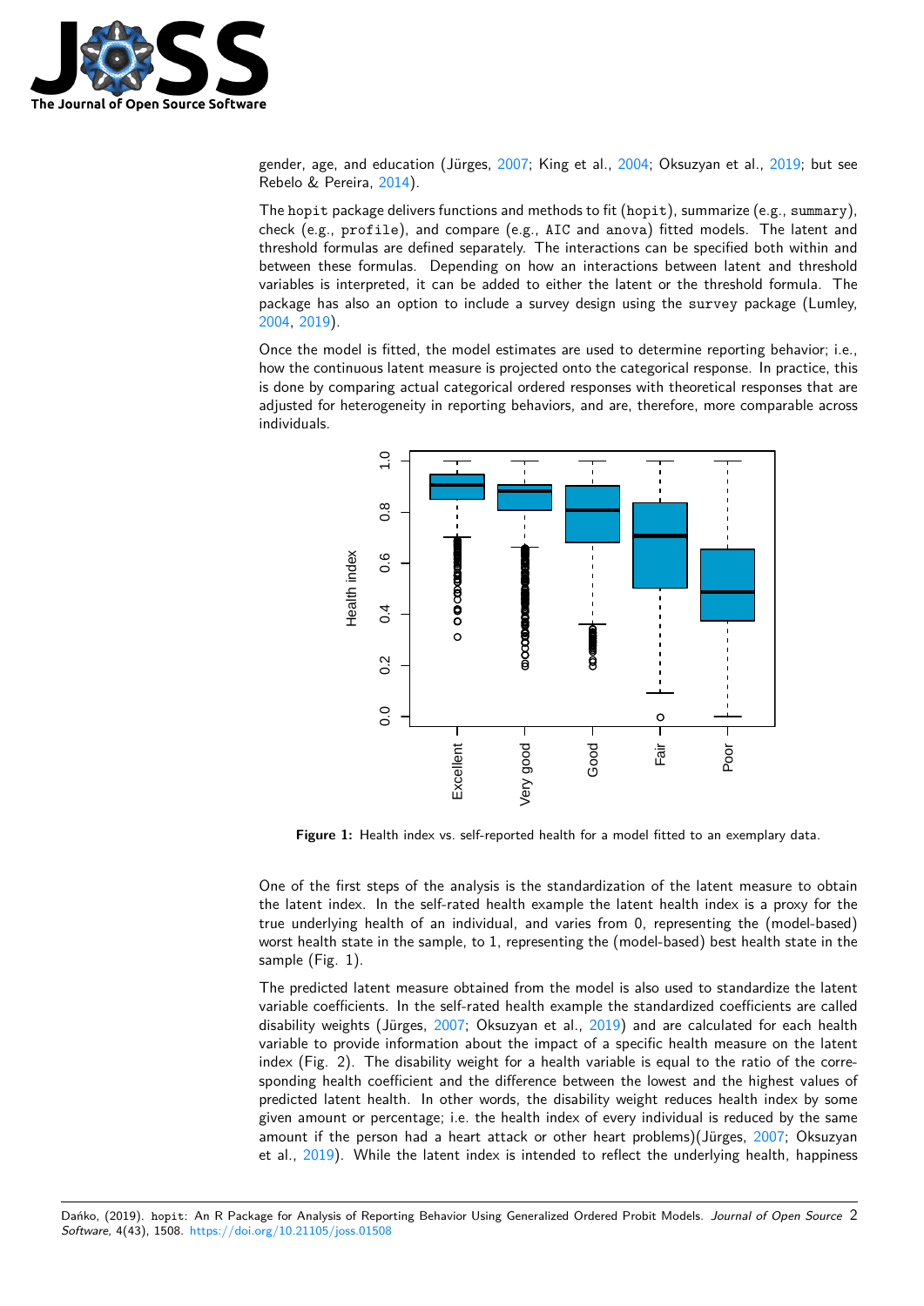gender, age, and education (Jürges, 2007; King et al., 2004; Oksuzyan et al., 2019; but see Rebelo & Pereira, 2014).

The `hopit` package delivers functions and methods to fit (`hopit`), summarize (e.g., `summary`), check (e.g., `profile`), and compare (e.g., `AIC` and `anova`) fitted models. The latent and threshold formulas are defined separately. The interactions can be specified both within and between these formulas. Depending on how an interactions between latent and threshold variables is interpreted, it can be added to either the latent or the threshold formula. The package has also an option to include a survey design using the `survey` package (Lumley, 2004, 2019).

Once the model is fitted, the model estimates are used to determine reporting behavior; i.e., how the continuous latent measure is projected onto the categorical response. In practice, this is done by comparing actual categorical ordered responses with theoretical responses that are adjusted for heterogeneity in reporting behaviors, and are, therefore, more comparable across individuals.

**Figure 1:** Health index vs. self-reported health for a model fitted to an exemplary data.

One of the first steps of the analysis is the standardization of the latent measure to obtain the latent index. In the self-rated health example the latent health index is a proxy for the true underlying health of an individual, and varies from 0, representing the (model-based) worst health state in the sample, to 1, representing the (model-based) best health state in the sample (Fig. 1).

The predicted latent measure obtained from the model is also used to standardize the latent variable coefficients. In the self-rated health example the standardized coefficients are called disability weights (Jürges, 2007; Oksuzyan et al., 2019) and are calculated for each health variable to provide information about the impact of a specific health measure on the latent index (Fig. 2). The disability weight for a health variable is equal to the ratio of the corresponding health coefficient and the difference between the lowest and the highest values of predicted latent health. In other words, the disability weight reduces health index by some given amount or percentage; i.e. the health index of every individual is reduced by the same amount if the person had a heart attack or other heart problems)(Jürges, 2007; Oksuzyan et al., 2019). While the latent index is intended to reflect the underlying health, happiness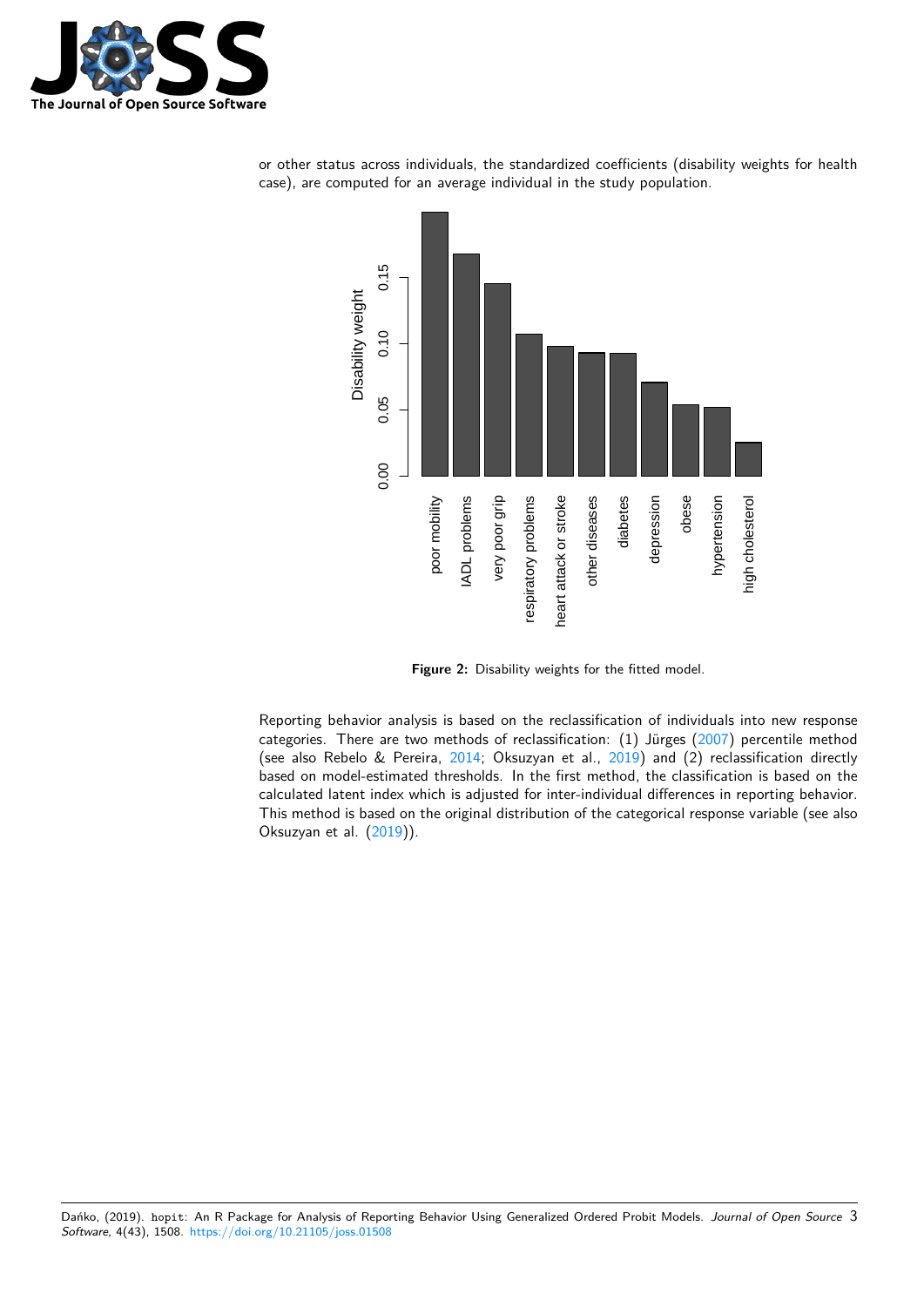or other status across individuals, the standardized coefficients (disability weights for health case), are computed for an average individual in the study population.

**Figure 2:** Disability weights for the fitted model.

Reporting behavior analysis is based on the reclassification of individuals into new response categories. There are two methods of reclassification: (1) Jürges (2007) percentile method (see also Rebelo & Pereira, 2014; Oksuzyan et al., 2019) and (2) reclassification directly based on model-estimated thresholds. In the first method, the classification is based on the calculated latent index which is adjusted for inter-individual differences in reporting behavior. This method is based on the original distribution of the categorical response variable (see also Oksuzyan et al. (2019)).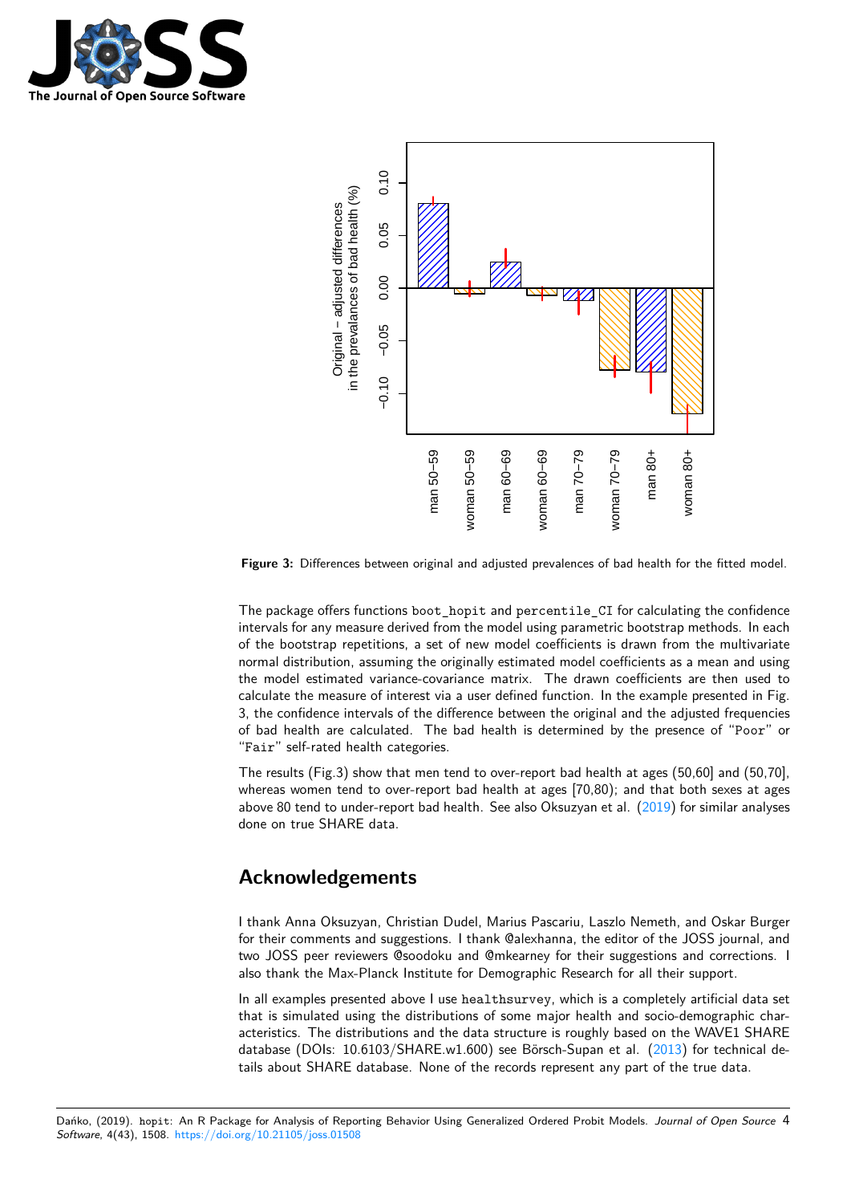**Figure 3:** Differences between original and adjusted prevalences of bad health for the fitted model.

The package offers functions `boot_hopit` and `percentile_CI` for calculating the confidence intervals for any measure derived from the model using parametric bootstrap methods. In each of the bootstrap repetitions, a set of new model coefficients is drawn from the multivariate normal distribution, assuming the originally estimated model coefficients as a mean and using the model estimated variance-covariance matrix. The drawn coefficients are then used to calculate the measure of interest via a user defined function. In the example presented in Fig. 3, the confidence intervals of the difference between the original and the adjusted frequencies of bad health are calculated. The bad health is determined by the presence of "`Poor`" or "`Fair`" self-rated health categories.

The results (Fig.3) show that men tend to over-report bad health at ages (50,60] and (50,70], whereas women tend to over-report bad health at ages [70,80); and that both sexes at ages above 80 tend to under-report bad health. See also Oksuzyan et al. (2019) for similar analyses done on true SHARE data.

## Acknowledgements

I thank Anna Oksuzyan, Christian Dudel, Marius Pascariu, Laszlo Nemeth, and Oskar Burger for their comments and suggestions. I thank @alexhanna, the editor of the JOSS journal, and two JOSS peer reviewers @soodoku and @mkearney for their suggestions and corrections. I also thank the Max-Planck Institute for Demographic Research for all their support.

In all examples presented above I use `healthsurvey`, which is a completely artificial data set that is simulated using the distributions of some major health and socio-demographic characteristics. The distributions and the data structure is roughly based on the WAVE1 SHARE database (DOIs: 10.6103/SHARE.w1.600) see Börsch-Supan et al. (2013) for technical details about SHARE database. None of the records represent any part of the true data.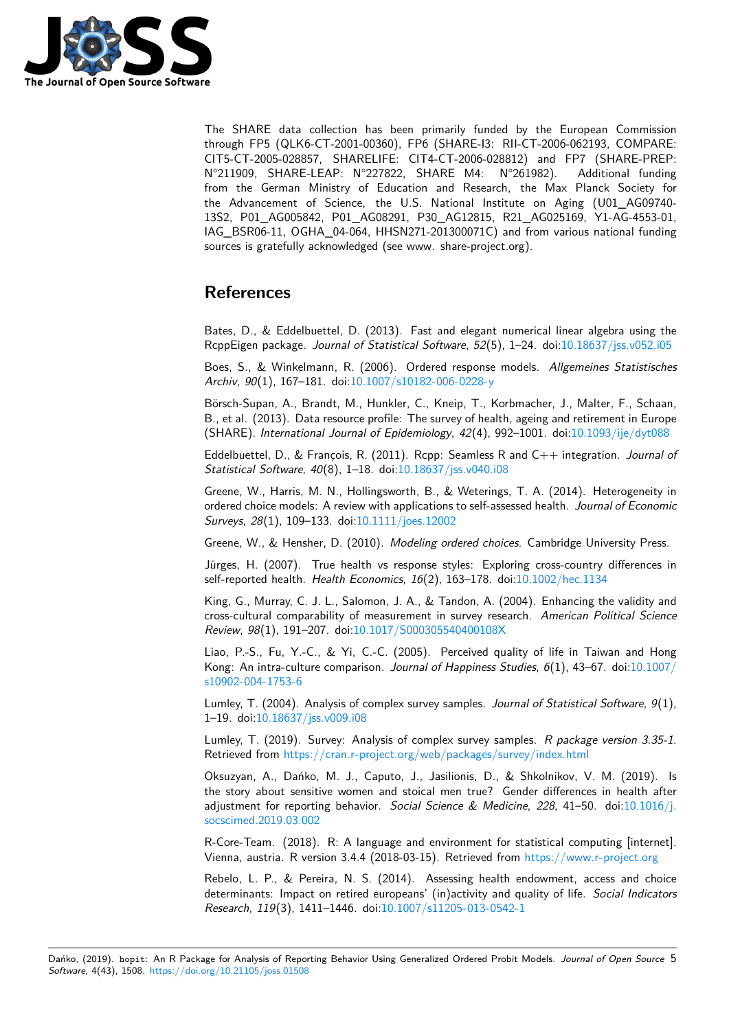The SHARE data collection has been primarily funded by the European Commission through FP5 (QLK6-CT-2001-00360), FP6 (SHARE-I3: RII-CT-2006-062193, COMPARE: CIT5-CT-2005-028857, SHARELIFE: CIT4-CT-2006-028812) and FP7 (SHARE-PREP: N°211909, SHARE-LEAP: N°227822, SHARE M4: N°261982). Additional funding from the German Ministry of Education and Research, the Max Planck Society for the Advancement of Science, the U.S. National Institute on Aging (U01_AG09740-13S2, P01_AG005842, P01_AG08291, P30_AG12815, R21_AG025169, Y1-AG-4553-01, IAG_BSR06-11, OGHA_04-064, HHSN271-201300071C) and from various national funding sources is gratefully acknowledged (see www. share-project.org).

# References

Bates, D., & Eddelbuettel, D. (2013). Fast and elegant numerical linear algebra using the RcppEigen package. *Journal of Statistical Software*, *52*(5), 1–24. doi:10.18637/jss.v052.i05

Boes, S., & Winkelmann, R. (2006). Ordered response models. *Allgemeines Statistisches Archiv*, *90*(1), 167–181. doi:10.1007/s10182-006-0228-y

Börsch-Supan, A., Brandt, M., Hunkler, C., Kneip, T., Korbmacher, J., Malter, F., Schaan, B., et al. (2013). Data resource profile: The survey of health, ageing and retirement in Europe (SHARE). *International Journal of Epidemiology*, *42*(4), 992–1001. doi:10.1093/ije/dyt088

Eddelbuettel, D., & François, R. (2011). Rcpp: Seamless R and C++ integration. *Journal of Statistical Software*, *40*(8), 1–18. doi:10.18637/jss.v040.i08

Greene, W., Harris, M. N., Hollingsworth, B., & Weterings, T. A. (2014). Heterogeneity in ordered choice models: A review with applications to self-assessed health. *Journal of Economic Surveys*, *28*(1), 109–133. doi:10.1111/joes.12002

Greene, W., & Hensher, D. (2010). *Modeling ordered choices*. Cambridge University Press.

Jürges, H. (2007). True health vs response styles: Exploring cross-country differences in self-reported health. *Health Economics*, *16*(2), 163–178. doi:10.1002/hec.1134

King, G., Murray, C. J. L., Salomon, J. A., & Tandon, A. (2004). Enhancing the validity and cross-cultural comparability of measurement in survey research. *American Political Science Review*, *98*(1), 191–207. doi:10.1017/S000305540400108X

Liao, P.-S., Fu, Y.-C., & Yi, C.-C. (2005). Perceived quality of life in Taiwan and Hong Kong: An intra-culture comparison. *Journal of Happiness Studies*, *6*(1), 43–67. doi:10.1007/s10902-004-1753-6

Lumley, T. (2004). Analysis of complex survey samples. *Journal of Statistical Software*, *9*(1), 1–19. doi:10.18637/jss.v009.i08

Lumley, T. (2019). Survey: Analysis of complex survey samples. *R package version 3.35-1*. Retrieved from https://cran.r-project.org/web/packages/survey/index.html

Oksuzyan, A., Dańko, M. J., Caputo, J., Jasilionis, D., & Shkolnikov, V. M. (2019). Is the story about sensitive women and stoical men true? Gender differences in health after adjustment for reporting behavior. *Social Science & Medicine*, *228*, 41–50. doi:10.1016/j.socscimed.2019.03.002

R-Core-Team. (2018). R: A language and environment for statistical computing [internet]. Vienna, austria. R version 3.4.4 (2018-03-15). Retrieved from https://www.r-project.org

Rebelo, L. P., & Pereira, N. S. (2014). Assessing health endowment, access and choice determinants: Impact on retired europeans' (in)activity and quality of life. *Social Indicators Research*, *119*(3), 1411–1446. doi:10.1007/s11205-013-0542-1